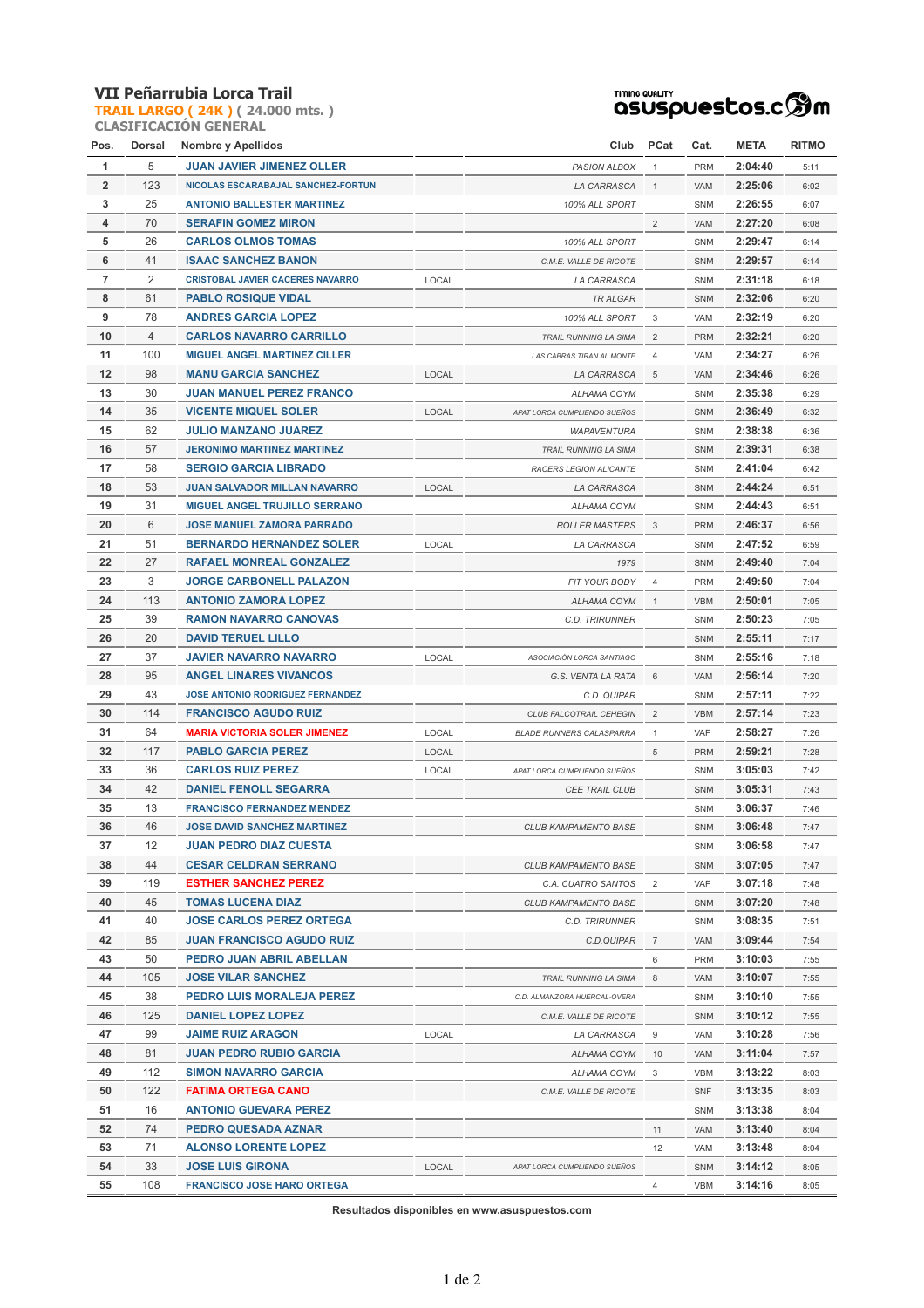# VII Peñarrubia Lorca Trail

**TRAIL LARGO ( 24K )** ( 24.000 mts. )

**CLASIFICACIÓN GENERAL**

asuspuestos.com — TIMING QUALITY

| Pos. | Dorsal | Nombre y Apellidos | | Club | PCat | Cat. | META | RITMO |
|---|---|---|---|---|---|---|---|---|
| 1 | 5 | JUAN JAVIER JIMENEZ OLLER | | PASION ALBOX | 1 | PRM | 2:04:40 | 5:11 |
| 2 | 123 | NICOLAS ESCARABAJAL SANCHEZ-FORTUN | | LA CARRASCA | 1 | VAM | 2:25:06 | 6:02 |
| 3 | 25 | ANTONIO BALLESTER MARTINEZ | | 100% ALL SPORT | | SNM | 2:26:55 | 6:07 |
| 4 | 70 | SERAFIN GOMEZ MIRON | | | 2 | VAM | 2:27:20 | 6:08 |
| 5 | 26 | CARLOS OLMOS TOMAS | | 100% ALL SPORT | | SNM | 2:29:47 | 6:14 |
| 6 | 41 | ISAAC SANCHEZ BANON | | C.M.E. VALLE DE RICOTE | | SNM | 2:29:57 | 6:14 |
| 7 | 2 | CRISTOBAL JAVIER CACERES NAVARRO | LOCAL | LA CARRASCA | | SNM | 2:31:18 | 6:18 |
| 8 | 61 | PABLO ROSIQUE VIDAL | | TR ALGAR | | SNM | 2:32:06 | 6:20 |
| 9 | 78 | ANDRES GARCIA LOPEZ | | 100% ALL SPORT | 3 | VAM | 2:32:19 | 6:20 |
| 10 | 4 | CARLOS NAVARRO CARRILLO | | TRAIL RUNNING LA SIMA | 2 | PRM | 2:32:21 | 6:20 |
| 11 | 100 | MIGUEL ANGEL MARTINEZ CILLER | | LAS CABRAS TIRAN AL MONTE | 4 | VAM | 2:34:27 | 6:26 |
| 12 | 98 | MANU GARCIA SANCHEZ | LOCAL | LA CARRASCA | 5 | VAM | 2:34:46 | 6:26 |
| 13 | 30 | JUAN MANUEL PEREZ FRANCO | | ALHAMA COYM | | SNM | 2:35:38 | 6:29 |
| 14 | 35 | VICENTE MIQUEL SOLER | LOCAL | APAT LORCA CUMPLIENDO SUEÑOS | | SNM | 2:36:49 | 6:32 |
| 15 | 62 | JULIO MANZANO JUAREZ | | WAPAVENTURA | | SNM | 2:38:38 | 6:36 |
| 16 | 57 | JERONIMO MARTINEZ MARTINEZ | | TRAIL RUNNING LA SIMA | | SNM | 2:39:31 | 6:38 |
| 17 | 58 | SERGIO GARCIA LIBRADO | | RACERS LEGION ALICANTE | | SNM | 2:41:04 | 6:42 |
| 18 | 53 | JUAN SALVADOR MILLAN NAVARRO | LOCAL | LA CARRASCA | | SNM | 2:44:24 | 6:51 |
| 19 | 31 | MIGUEL ANGEL TRUJILLO SERRANO | | ALHAMA COYM | | SNM | 2:44:43 | 6:51 |
| 20 | 6 | JOSE MANUEL ZAMORA PARRADO | | ROLLER MASTERS | 3 | PRM | 2:46:37 | 6:56 |
| 21 | 51 | BERNARDO HERNANDEZ SOLER | LOCAL | LA CARRASCA | | SNM | 2:47:52 | 6:59 |
| 22 | 27 | RAFAEL MONREAL GONZALEZ | | 1979 | | SNM | 2:49:40 | 7:04 |
| 23 | 3 | JORGE CARBONELL PALAZON | | FIT YOUR BODY | 4 | PRM | 2:49:50 | 7:04 |
| 24 | 113 | ANTONIO ZAMORA LOPEZ | | ALHAMA COYM | 1 | VBM | 2:50:01 | 7:05 |
| 25 | 39 | RAMON NAVARRO CANOVAS | | C.D. TRIRUNNER | | SNM | 2:50:23 | 7:05 |
| 26 | 20 | DAVID TERUEL LILLO | | | | SNM | 2:55:11 | 7:17 |
| 27 | 37 | JAVIER NAVARRO NAVARRO | LOCAL | ASOCIACIÓN LORCA SANTIAGO | | SNM | 2:55:16 | 7:18 |
| 28 | 95 | ANGEL LINARES VIVANCOS | | G.S. VENTA LA RATA | 6 | VAM | 2:56:14 | 7:20 |
| 29 | 43 | JOSE ANTONIO RODRIGUEZ FERNANDEZ | | C.D. QUIPAR | | SNM | 2:57:11 | 7:22 |
| 30 | 114 | FRANCISCO AGUDO RUIZ | | CLUB FALCOTRAIL CEHEGIN | 2 | VBM | 2:57:14 | 7:23 |
| 31 | 64 | MARIA VICTORIA SOLER JIMENEZ | LOCAL | BLADE RUNNERS CALASPARRA | 1 | VAF | 2:58:27 | 7:26 |
| 32 | 117 | PABLO GARCIA PEREZ | LOCAL | | 5 | PRM | 2:59:21 | 7:28 |
| 33 | 36 | CARLOS RUIZ PEREZ | LOCAL | APAT LORCA CUMPLIENDO SUEÑOS | | SNM | 3:05:03 | 7:42 |
| 34 | 42 | DANIEL FENOLL SEGARRA | | CEE TRAIL CLUB | | SNM | 3:05:31 | 7:43 |
| 35 | 13 | FRANCISCO FERNANDEZ MENDEZ | | | | SNM | 3:06:37 | 7:46 |
| 36 | 46 | JOSE DAVID SANCHEZ MARTINEZ | | CLUB KAMPAMENTO BASE | | SNM | 3:06:48 | 7:47 |
| 37 | 12 | JUAN PEDRO DIAZ CUESTA | | | | SNM | 3:06:58 | 7:47 |
| 38 | 44 | CESAR CELDRAN SERRANO | | CLUB KAMPAMENTO BASE | | SNM | 3:07:05 | 7:47 |
| 39 | 119 | ESTHER SANCHEZ PEREZ | | C.A. CUATRO SANTOS | 2 | VAF | 3:07:18 | 7:48 |
| 40 | 45 | TOMAS LUCENA DIAZ | | CLUB KAMPAMENTO BASE | | SNM | 3:07:20 | 7:48 |
| 41 | 40 | JOSE CARLOS PEREZ ORTEGA | | C.D. TRIRUNNER | | SNM | 3:08:35 | 7:51 |
| 42 | 85 | JUAN FRANCISCO AGUDO RUIZ | | C.D.QUIPAR | 7 | VAM | 3:09:44 | 7:54 |
| 43 | 50 | PEDRO JUAN ABRIL ABELLAN | | | 6 | PRM | 3:10:03 | 7:55 |
| 44 | 105 | JOSE VILAR SANCHEZ | | TRAIL RUNNING LA SIMA | 8 | VAM | 3:10:07 | 7:55 |
| 45 | 38 | PEDRO LUIS MORALEJA PEREZ | | C.D. ALMANZORA HUERCAL-OVERA | | SNM | 3:10:10 | 7:55 |
| 46 | 125 | DANIEL LOPEZ LOPEZ | | C.M.E. VALLE DE RICOTE | | SNM | 3:10:12 | 7:55 |
| 47 | 99 | JAIME RUIZ ARAGON | LOCAL | LA CARRASCA | 9 | VAM | 3:10:28 | 7:56 |
| 48 | 81 | JUAN PEDRO RUBIO GARCIA | | ALHAMA COYM | 10 | VAM | 3:11:04 | 7:57 |
| 49 | 112 | SIMON NAVARRO GARCIA | | ALHAMA COYM | 3 | VBM | 3:13:22 | 8:03 |
| 50 | 122 | FATIMA ORTEGA CANO | | C.M.E. VALLE DE RICOTE | | SNF | 3:13:35 | 8:03 |
| 51 | 16 | ANTONIO GUEVARA PEREZ | | | | SNM | 3:13:38 | 8:04 |
| 52 | 74 | PEDRO QUESADA AZNAR | | | 11 | VAM | 3:13:40 | 8:04 |
| 53 | 71 | ALONSO LORENTE LOPEZ | | | 12 | VAM | 3:13:48 | 8:04 |
| 54 | 33 | JOSE LUIS GIRONA | LOCAL | APAT LORCA CUMPLIENDO SUEÑOS | | SNM | 3:14:12 | 8:05 |
| 55 | 108 | FRANCISCO JOSE HARO ORTEGA | | | 4 | VBM | 3:14:16 | 8:05 |

**Resultados disponibles en www.asuspuestos.com**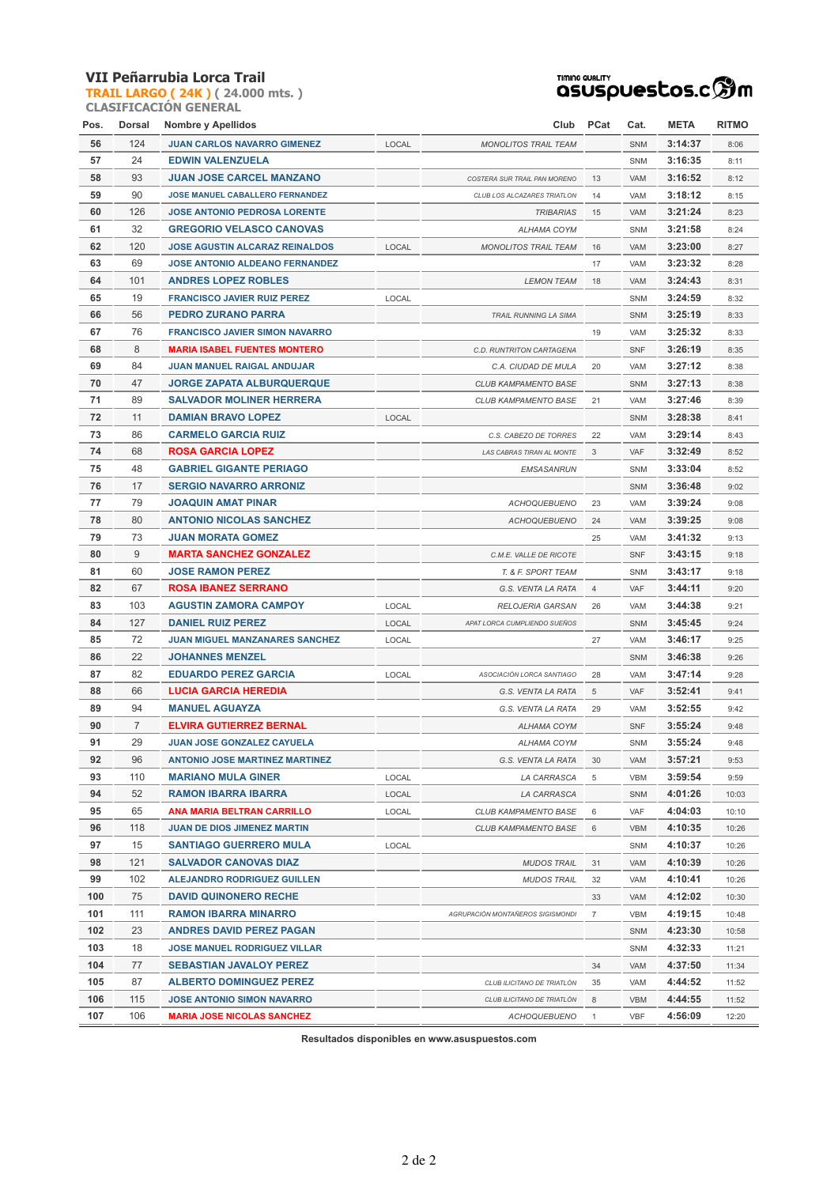# VII Peñarrubia Lorca Trail

## TRAIL LARGO ( 24K ) ( 24.000 mts. )

### CLASIFICACIÓN GENERAL

asuspuestos.com — Timing Quality

| Pos. | Dorsal | Nombre y Apellidos | | Club | PCat | Cat. | META | RITMO |
|---|---|---|---|---|---|---|---|---|
| 56 | 124 | JUAN CARLOS NAVARRO GIMENEZ | LOCAL | MONOLITOS TRAIL TEAM | | SNM | 3:14:37 | 8:06 |
| 57 | 24 | EDWIN VALENZUELA | | | | SNM | 3:16:35 | 8:11 |
| 58 | 93 | JUAN JOSE CARCEL MANZANO | | COSTERA SUR TRAIL PAN MORENO | 13 | VAM | 3:16:52 | 8:12 |
| 59 | 90 | JOSE MANUEL CABALLERO FERNANDEZ | | CLUB LOS ALCAZARES TRIATLON | 14 | VAM | 3:18:12 | 8:15 |
| 60 | 126 | JOSE ANTONIO PEDROSA LORENTE | | TRIBARIAS | 15 | VAM | 3:21:24 | 8:23 |
| 61 | 32 | GREGORIO VELASCO CANOVAS | | ALHAMA COYM | | SNM | 3:21:58 | 8:24 |
| 62 | 120 | JOSE AGUSTIN ALCARAZ REINALDOS | LOCAL | MONOLITOS TRAIL TEAM | 16 | VAM | 3:23:00 | 8:27 |
| 63 | 69 | JOSE ANTONIO ALDEANO FERNANDEZ | | | 17 | VAM | 3:23:32 | 8:28 |
| 64 | 101 | ANDRES LOPEZ ROBLES | | LEMON TEAM | 18 | VAM | 3:24:43 | 8:31 |
| 65 | 19 | FRANCISCO JAVIER RUIZ PEREZ | LOCAL | | | SNM | 3:24:59 | 8:32 |
| 66 | 56 | PEDRO ZURANO PARRA | | TRAIL RUNNING LA SIMA | | SNM | 3:25:19 | 8:33 |
| 67 | 76 | FRANCISCO JAVIER SIMON NAVARRO | | | 19 | VAM | 3:25:32 | 8:33 |
| 68 | 8 | MARIA ISABEL FUENTES MONTERO | | C.D. RUNTRITON CARTAGENA | | SNF | 3:26:19 | 8:35 |
| 69 | 84 | JUAN MANUEL RAIGAL ANDUJAR | | C.A. CIUDAD DE MULA | 20 | VAM | 3:27:12 | 8:38 |
| 70 | 47 | JORGE ZAPATA ALBURQUERQUE | | CLUB KAMPAMENTO BASE | | SNM | 3:27:13 | 8:38 |
| 71 | 89 | SALVADOR MOLINER HERRERA | | CLUB KAMPAMENTO BASE | 21 | VAM | 3:27:46 | 8:39 |
| 72 | 11 | DAMIAN BRAVO LOPEZ | LOCAL | | | SNM | 3:28:38 | 8:41 |
| 73 | 86 | CARMELO GARCIA RUIZ | | C.S. CABEZO DE TORRES | 22 | VAM | 3:29:14 | 8:43 |
| 74 | 68 | ROSA GARCIA LOPEZ | | LAS CABRAS TIRAN AL MONTE | 3 | VAF | 3:32:49 | 8:52 |
| 75 | 48 | GABRIEL GIGANTE PERIAGO | | EMSASANRUN | | SNM | 3:33:04 | 8:52 |
| 76 | 17 | SERGIO NAVARRO ARRONIZ | | | | SNM | 3:36:48 | 9:02 |
| 77 | 79 | JOAQUIN AMAT PINAR | | ACHOQUEBUENO | 23 | VAM | 3:39:24 | 9:08 |
| 78 | 80 | ANTONIO NICOLAS SANCHEZ | | ACHOQUEBUENO | 24 | VAM | 3:39:25 | 9:08 |
| 79 | 73 | JUAN MORATA GOMEZ | | | 25 | VAM | 3:41:32 | 9:13 |
| 80 | 9 | MARTA SANCHEZ GONZALEZ | | C.M.E. VALLE DE RICOTE | | SNF | 3:43:15 | 9:18 |
| 81 | 60 | JOSE RAMON PEREZ | | T. & F. SPORT TEAM | | SNM | 3:43:17 | 9:18 |
| 82 | 67 | ROSA IBANEZ SERRANO | | G.S. VENTA LA RATA | 4 | VAF | 3:44:11 | 9:20 |
| 83 | 103 | AGUSTIN ZAMORA CAMPOY | LOCAL | RELOJERIA GARSAN | 26 | VAM | 3:44:38 | 9:21 |
| 84 | 127 | DANIEL RUIZ PEREZ | LOCAL | APAT LORCA CUMPLIENDO SUEÑOS | | SNM | 3:45:45 | 9:24 |
| 85 | 72 | JUAN MIGUEL MANZANARES SANCHEZ | LOCAL | | 27 | VAM | 3:46:17 | 9:25 |
| 86 | 22 | JOHANNES MENZEL | | | | SNM | 3:46:38 | 9:26 |
| 87 | 82 | EDUARDO PEREZ GARCIA | LOCAL | ASOCIACIÓN LORCA SANTIAGO | 28 | VAM | 3:47:14 | 9:28 |
| 88 | 66 | LUCIA GARCIA HEREDIA | | G.S. VENTA LA RATA | 5 | VAF | 3:52:41 | 9:41 |
| 89 | 94 | MANUEL AGUAYZA | | G.S. VENTA LA RATA | 29 | VAM | 3:52:55 | 9:42 |
| 90 | 7 | ELVIRA GUTIERREZ BERNAL | | ALHAMA COYM | | SNF | 3:55:24 | 9:48 |
| 91 | 29 | JUAN JOSE GONZALEZ CAYUELA | | ALHAMA COYM | | SNM | 3:55:24 | 9:48 |
| 92 | 96 | ANTONIO JOSE MARTINEZ MARTINEZ | | G.S. VENTA LA RATA | 30 | VAM | 3:57:21 | 9:53 |
| 93 | 110 | MARIANO MULA GINER | LOCAL | LA CARRASCA | 5 | VBM | 3:59:54 | 9:59 |
| 94 | 52 | RAMON IBARRA IBARRA | LOCAL | LA CARRASCA | | SNM | 4:01:26 | 10:03 |
| 95 | 65 | ANA MARIA BELTRAN CARRILLO | LOCAL | CLUB KAMPAMENTO BASE | 6 | VAF | 4:04:03 | 10:10 |
| 96 | 118 | JUAN DE DIOS JIMENEZ MARTIN | | CLUB KAMPAMENTO BASE | 6 | VBM | 4:10:35 | 10:26 |
| 97 | 15 | SANTIAGO GUERRERO MULA | LOCAL | | | SNM | 4:10:37 | 10:26 |
| 98 | 121 | SALVADOR CANOVAS DIAZ | | MUDOS TRAIL | 31 | VAM | 4:10:39 | 10:26 |
| 99 | 102 | ALEJANDRO RODRIGUEZ GUILLEN | | MUDOS TRAIL | 32 | VAM | 4:10:41 | 10:26 |
| 100 | 75 | DAVID QUINONERO RECHE | | | 33 | VAM | 4:12:02 | 10:30 |
| 101 | 111 | RAMON IBARRA MINARRO | | AGRUPACIÓN MONTAÑEROS SIGISMONDI | 7 | VBM | 4:19:15 | 10:48 |
| 102 | 23 | ANDRES DAVID PEREZ PAGAN | | | | SNM | 4:23:30 | 10:58 |
| 103 | 18 | JOSE MANUEL RODRIGUEZ VILLAR | | | | SNM | 4:32:33 | 11:21 |
| 104 | 77 | SEBASTIAN JAVALOY PEREZ | | | 34 | VAM | 4:37:50 | 11:34 |
| 105 | 87 | ALBERTO DOMINGUEZ PEREZ | | CLUB ILICITANO DE TRIATLÓN | 35 | VAM | 4:44:52 | 11:52 |
| 106 | 115 | JOSE ANTONIO SIMON NAVARRO | | CLUB ILICITANO DE TRIATLÓN | 8 | VBM | 4:44:55 | 11:52 |
| 107 | 106 | MARIA JOSE NICOLAS SANCHEZ | | ACHOQUEBUENO | 1 | VBF | 4:56:09 | 12:20 |

Resultados disponibles en www.asuspuestos.com